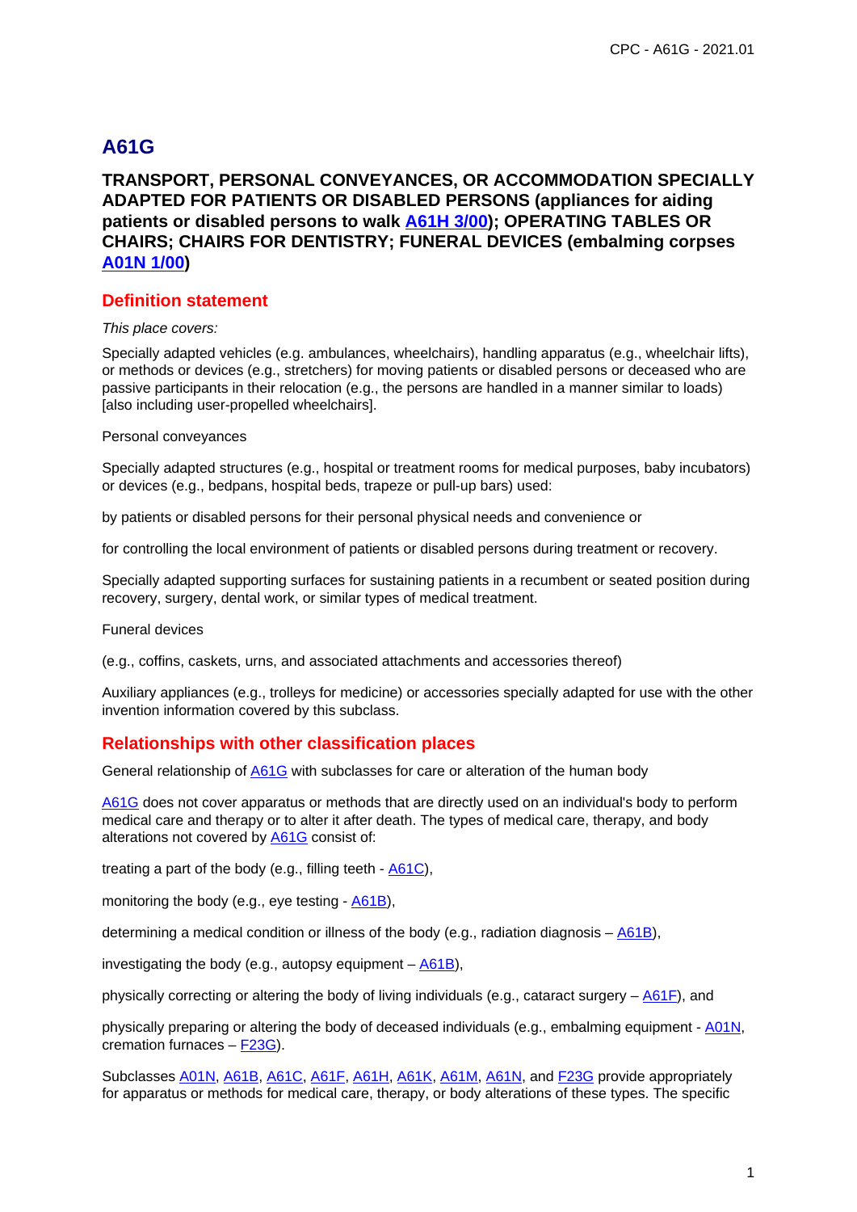# A61G

## TRANSPORT, PERSONAL CONVEYANCES, OR ACCOMMODATION SPECIALLY ADAPTED FOR PATIENTS OR DISABLED PERSONS (appliances for aiding patients or disabled persons to walk A61H 3/00); OPERATING TABLES OR CHAIRS; CHAIRS FOR DENTISTRY; FUNERAL DEVICES (embalming corpses A01N 1/00)

### Definition statement

*This place covers:*

Specially adapted vehicles (e.g. ambulances, wheelchairs), handling apparatus (e.g., wheelchair lifts), or methods or devices (e.g., stretchers) for moving patients or disabled persons or deceased who are passive participants in their relocation (e.g., the persons are handled in a manner similar to loads) [also including user-propelled wheelchairs].

Personal conveyances

Specially adapted structures (e.g., hospital or treatment rooms for medical purposes, baby incubators) or devices (e.g., bedpans, hospital beds, trapeze or pull-up bars) used:

by patients or disabled persons for their personal physical needs and convenience or

for controlling the local environment of patients or disabled persons during treatment or recovery.

Specially adapted supporting surfaces for sustaining patients in a recumbent or seated position during recovery, surgery, dental work, or similar types of medical treatment.

Funeral devices

(e.g., coffins, caskets, urns, and associated attachments and accessories thereof)

Auxiliary appliances (e.g., trolleys for medicine) or accessories specially adapted for use with the other invention information covered by this subclass.

### Relationships with other classification places

General relationship of A61G with subclasses for care or alteration of the human body

A61G does not cover apparatus or methods that are directly used on an individual's body to perform medical care and therapy or to alter it after death. The types of medical care, therapy, and body alterations not covered by A61G consist of:

treating a part of the body (e.g., filling teeth - A61C),

monitoring the body (e.g., eye testing - A61B),

determining a medical condition or illness of the body (e.g., radiation diagnosis – A61B),

investigating the body (e.g., autopsy equipment – A61B),

physically correcting or altering the body of living individuals (e.g., cataract surgery – A61F), and

physically preparing or altering the body of deceased individuals (e.g., embalming equipment - A01N, cremation furnaces – F23G).

Subclasses A01N, A61B, A61C, A61F, A61H, A61K, A61M, A61N, and F23G provide appropriately for apparatus or methods for medical care, therapy, or body alterations of these types. The specific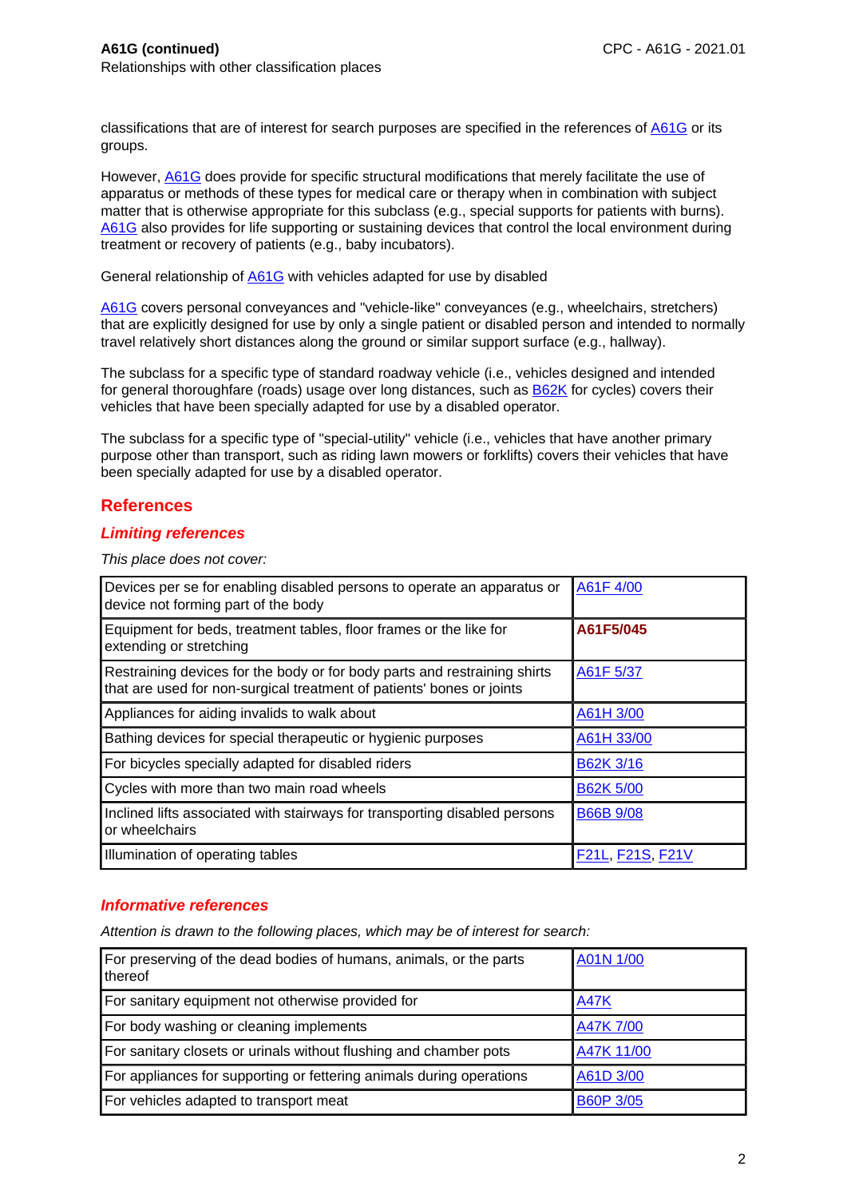classifications that are of interest for search purposes are specified in the references of A61G or its groups.

However, A61G does provide for specific structural modifications that merely facilitate the use of apparatus or methods of these types for medical care or therapy when in combination with subject matter that is otherwise appropriate for this subclass (e.g., special supports for patients with burns). A61G also provides for life supporting or sustaining devices that control the local environment during treatment or recovery of patients (e.g., baby incubators).

General relationship of A61G with vehicles adapted for use by disabled

A61G covers personal conveyances and "vehicle-like" conveyances (e.g., wheelchairs, stretchers) that are explicitly designed for use by only a single patient or disabled person and intended to normally travel relatively short distances along the ground or similar support surface (e.g., hallway).

The subclass for a specific type of standard roadway vehicle (i.e., vehicles designed and intended for general thoroughfare (roads) usage over long distances, such as B62K for cycles) covers their vehicles that have been specially adapted for use by a disabled operator.

The subclass for a specific type of "special-utility" vehicle (i.e., vehicles that have another primary purpose other than transport, such as riding lawn mowers or forklifts) covers their vehicles that have been specially adapted for use by a disabled operator.

## References

### *Limiting references*

*This place does not cover:*

| | |
|---|---|
| Devices per se for enabling disabled persons to operate an apparatus or device not forming part of the body | A61F 4/00 |
| Equipment for beds, treatment tables, floor frames or the like for extending or stretching | **A61F5/045** |
| Restraining devices for the body or for body parts and restraining shirts that are used for non-surgical treatment of patients' bones or joints | A61F 5/37 |
| Appliances for aiding invalids to walk about | A61H 3/00 |
| Bathing devices for special therapeutic or hygienic purposes | A61H 33/00 |
| For bicycles specially adapted for disabled riders | B62K 3/16 |
| Cycles with more than two main road wheels | B62K 5/00 |
| Inclined lifts associated with stairways for transporting disabled persons or wheelchairs | B66B 9/08 |
| Illumination of operating tables | F21L, F21S, F21V |

### *Informative references*

*Attention is drawn to the following places, which may be of interest for search:*

| | |
|---|---|
| For preserving of the dead bodies of humans, animals, or the parts thereof | A01N 1/00 |
| For sanitary equipment not otherwise provided for | A47K |
| For body washing or cleaning implements | A47K 7/00 |
| For sanitary closets or urinals without flushing and chamber pots | A47K 11/00 |
| For appliances for supporting or fettering animals during operations | A61D 3/00 |
| For vehicles adapted to transport meat | B60P 3/05 |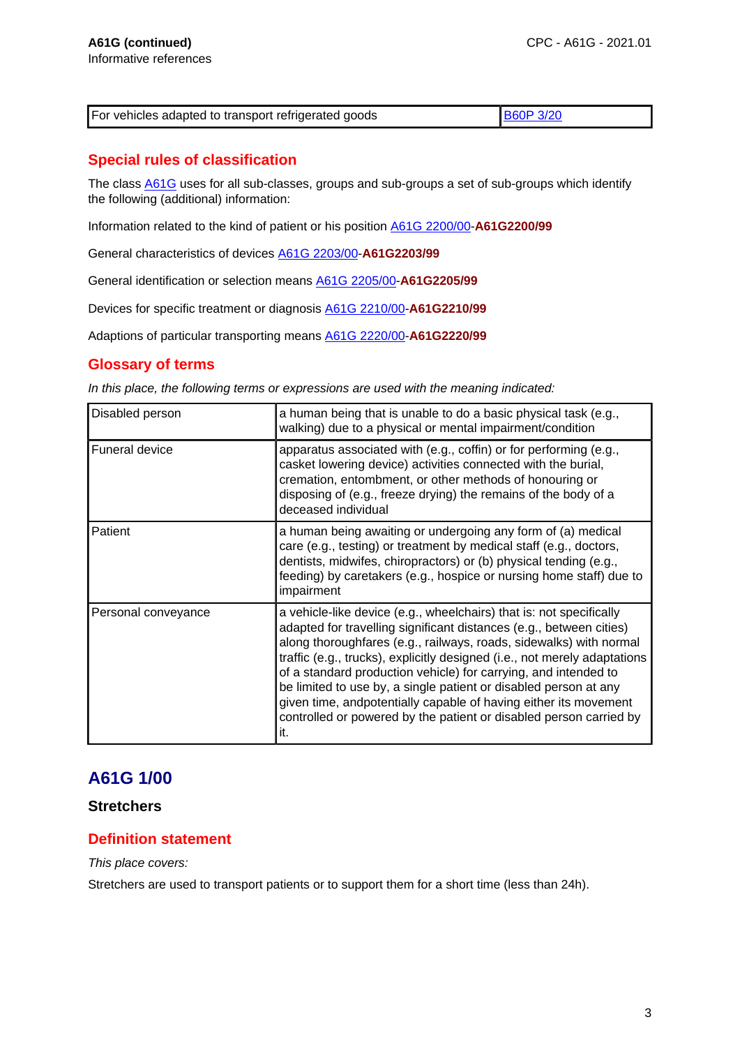A61G (continued)
Informative references

| For vehicles adapted to transport refrigerated goods | B60P 3/20 |
|---|---|

## Special rules of classification

The class A61G uses for all sub-classes, groups and sub-groups a set of sub-groups which identify the following (additional) information:

Information related to the kind of patient or his position A61G 2200/00-**A61G2200/99**

General characteristics of devices A61G 2203/00-**A61G2203/99**

General identification or selection means A61G 2205/00-**A61G2205/99**

Devices for specific treatment or diagnosis A61G 2210/00-**A61G2210/99**

Adaptions of particular transporting means A61G 2220/00-**A61G2220/99**

## Glossary of terms

*In this place, the following terms or expressions are used with the meaning indicated:*

| Disabled person | a human being that is unable to do a basic physical task (e.g., walking) due to a physical or mental impairment/condition |
|---|---|
| Funeral device | apparatus associated with (e.g., coffin) or for performing (e.g., casket lowering device) activities connected with the burial, cremation, entombment, or other methods of honouring or disposing of (e.g., freeze drying) the remains of the body of a deceased individual |
| Patient | a human being awaiting or undergoing any form of (a) medical care (e.g., testing) or treatment by medical staff (e.g., doctors, dentists, midwifes, chiropractors) or (b) physical tending (e.g., feeding) by caretakers (e.g., hospice or nursing home staff) due to impairment |
| Personal conveyance | a vehicle-like device (e.g., wheelchairs) that is: not specifically adapted for travelling significant distances (e.g., between cities) along thoroughfares (e.g., railways, roads, sidewalks) with normal traffic (e.g., trucks), explicitly designed (i.e., not merely adaptations of a standard production vehicle) for carrying, and intended to be limited to use by, a single patient or disabled person at any given time, andpotentially capable of having either its movement controlled or powered by the patient or disabled person carried by it. |

# A61G 1/00

### Stretchers

## Definition statement

*This place covers:*

Stretchers are used to transport patients or to support them for a short time (less than 24h).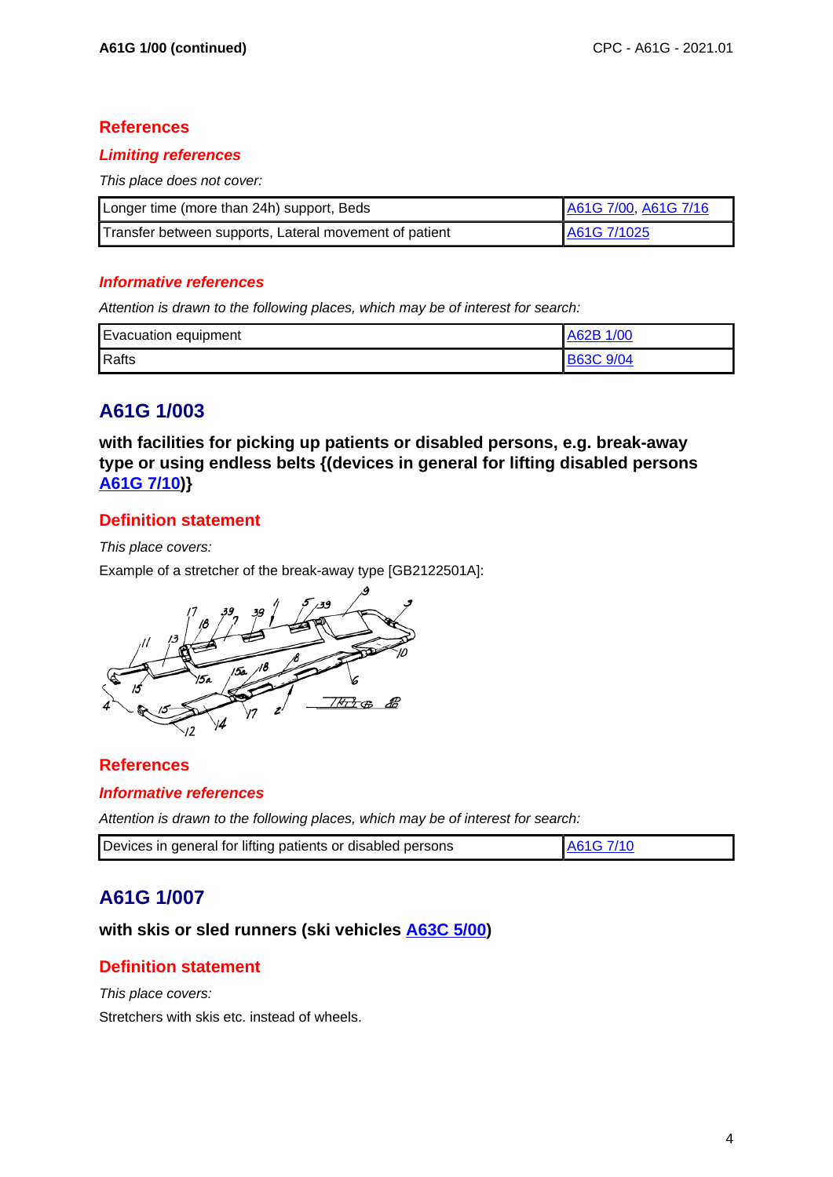## References

### *Limiting references*

*This place does not cover:*

| Longer time (more than 24h) support, Beds | A61G 7/00, A61G 7/16 |
|---|---|
| Transfer between supports, Lateral movement of patient | A61G 7/1025 |

### *Informative references*

*Attention is drawn to the following places, which may be of interest for search:*

| Evacuation equipment | A62B 1/00 |
|---|---|
| Rafts | B63C 9/04 |

## A61G 1/003

**with facilities for picking up patients or disabled persons, e.g. break-away type or using endless belts {(devices in general for lifting disabled persons A61G 7/10)}**

### Definition statement

*This place covers:*

Example of a stretcher of the break-away type [GB2122501A]:

### References

### *Informative references*

*Attention is drawn to the following places, which may be of interest for search:*

| Devices in general for lifting patients or disabled persons | A61G 7/10 |
|---|---|

## A61G 1/007

**with skis or sled runners (ski vehicles A63C 5/00)**

### Definition statement

*This place covers:*

Stretchers with skis etc. instead of wheels.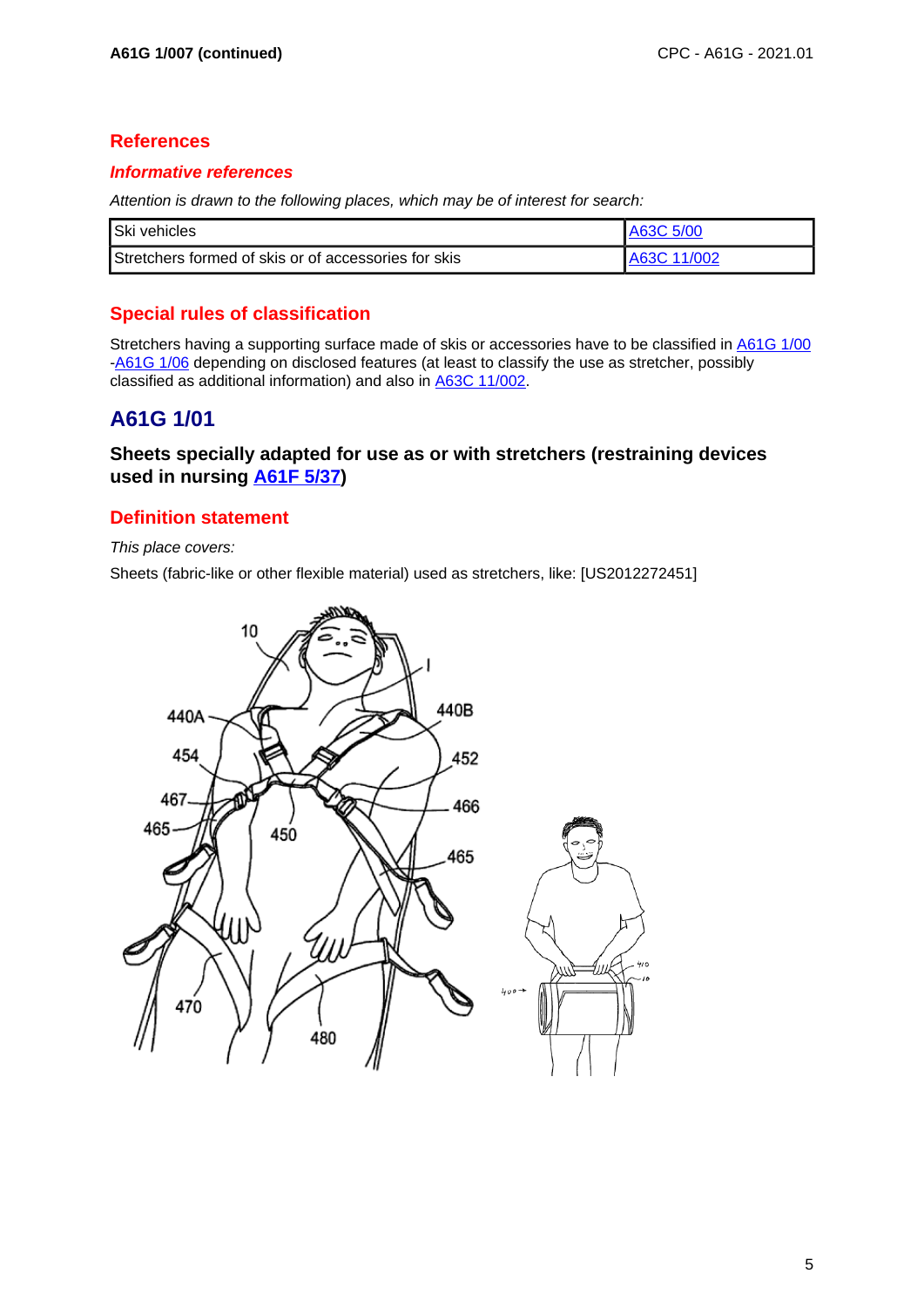## References

### *Informative references*

*Attention is drawn to the following places, which may be of interest for search:*

| Ski vehicles | A63C 5/00 |
|---|---|
| Stretchers formed of skis or of accessories for skis | A63C 11/002 |

## Special rules of classification

Stretchers having a supporting surface made of skis or accessories have to be classified in A61G 1/00 -A61G 1/06 depending on disclosed features (at least to classify the use as stretcher, possibly classified as additional information) and also in A63C 11/002.

# A61G 1/01

### Sheets specially adapted for use as or with stretchers (restraining devices used in nursing A61F 5/37)

## Definition statement

*This place covers:*

Sheets (fabric-like or other flexible material) used as stretchers, like: [US2012272451]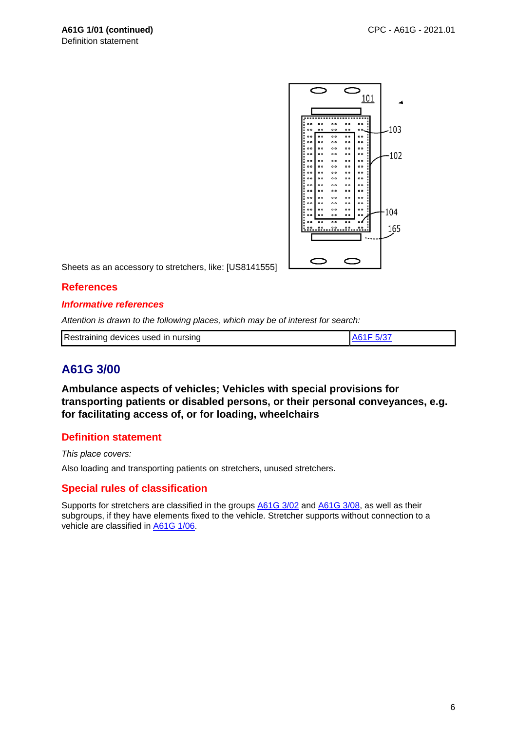**A61G 1/01 (continued)**
Definition statement

Sheets as an accessory to stretchers, like: [US8141555]

## References

### *Informative references*

*Attention is drawn to the following places, which may be of interest for search:*

| Restraining devices used in nursing | A61F 5/37 |
|---|---|

## A61G 3/00

**Ambulance aspects of vehicles; Vehicles with special provisions for transporting patients or disabled persons, or their personal conveyances, e.g. for facilitating access of, or for loading, wheelchairs**

### Definition statement

*This place covers:*

Also loading and transporting patients on stretchers, unused stretchers.

### Special rules of classification

Supports for stretchers are classified in the groups A61G 3/02 and A61G 3/08, as well as their subgroups, if they have elements fixed to the vehicle. Stretcher supports without connection to a vehicle are classified in A61G 1/06.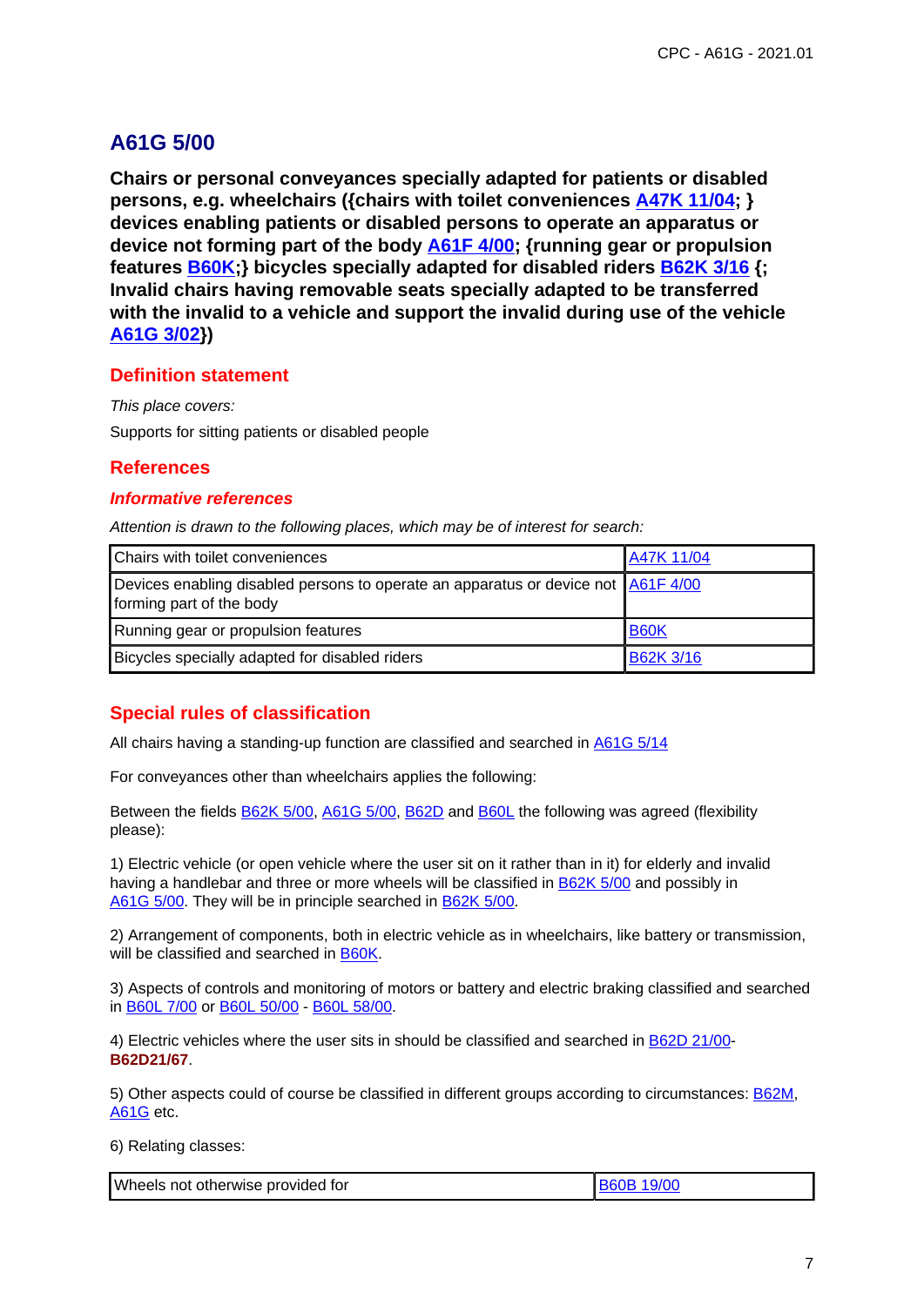## A61G 5/00

**Chairs or personal conveyances specially adapted for patients or disabled persons, e.g. wheelchairs ({chairs with toilet conveniences A47K 11/04; } devices enabling patients or disabled persons to operate an apparatus or device not forming part of the body A61F 4/00; {running gear or propulsion features B60K;} bicycles specially adapted for disabled riders B62K 3/16 {; Invalid chairs having removable seats specially adapted to be transferred with the invalid to a vehicle and support the invalid during use of the vehicle A61G 3/02})**

### Definition statement

*This place covers:*

Supports for sitting patients or disabled people

### References

#### *Informative references*

*Attention is drawn to the following places, which may be of interest for search:*

| | |
|---|---|
| Chairs with toilet conveniences | A47K 11/04 |
| Devices enabling disabled persons to operate an apparatus or device not forming part of the body | A61F 4/00 |
| Running gear or propulsion features | B60K |
| Bicycles specially adapted for disabled riders | B62K 3/16 |

### Special rules of classification

All chairs having a standing-up function are classified and searched in A61G 5/14

For conveyances other than wheelchairs applies the following:

Between the fields B62K 5/00, A61G 5/00, B62D and B60L the following was agreed (flexibility please):

1) Electric vehicle (or open vehicle where the user sit on it rather than in it) for elderly and invalid having a handlebar and three or more wheels will be classified in B62K 5/00 and possibly in A61G 5/00. They will be in principle searched in B62K 5/00.

2) Arrangement of components, both in electric vehicle as in wheelchairs, like battery or transmission, will be classified and searched in B60K.

3) Aspects of controls and monitoring of motors or battery and electric braking classified and searched in B60L 7/00 or B60L 50/00 - B60L 58/00.

4) Electric vehicles where the user sits in should be classified and searched in B62D 21/00-**B62D21/67**.

5) Other aspects could of course be classified in different groups according to circumstances: B62M, A61G etc.

6) Relating classes:

| | |
|---|---|
| Wheels not otherwise provided for | B60B 19/00 |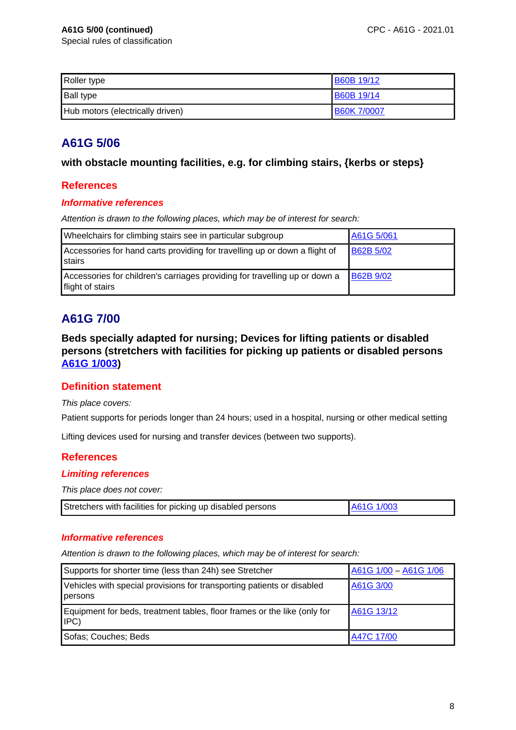| Roller type | B60B 19/12 |
|---|---|
| Ball type | B60B 19/14 |
| Hub motors (electrically driven) | B60K 7/0007 |

## A61G 5/06

**with obstacle mounting facilities, e.g. for climbing stairs, {kerbs or steps}**

### References

#### *Informative references*

*Attention is drawn to the following places, which may be of interest for search:*

| Wheelchairs for climbing stairs see in particular subgroup | A61G 5/061 |
|---|---|
| Accessories for hand carts providing for travelling up or down a flight of stairs | B62B 5/02 |
| Accessories for children's carriages providing for travelling up or down a flight of stairs | B62B 9/02 |

## A61G 7/00

**Beds specially adapted for nursing; Devices for lifting patients or disabled persons (stretchers with facilities for picking up patients or disabled persons A61G 1/003)**

### Definition statement

*This place covers:*

Patient supports for periods longer than 24 hours; used in a hospital, nursing or other medical setting

Lifting devices used for nursing and transfer devices (between two supports).

### References

#### *Limiting references*

*This place does not cover:*

| Stretchers with facilities for picking up disabled persons | A61G 1/003 |
|---|---|

#### *Informative references*

*Attention is drawn to the following places, which may be of interest for search:*

| Supports for shorter time (less than 24h) see Stretcher | A61G 1/00 – A61G 1/06 |
|---|---|
| Vehicles with special provisions for transporting patients or disabled persons | A61G 3/00 |
| Equipment for beds, treatment tables, floor frames or the like (only for IPC) | A61G 13/12 |
| Sofas; Couches; Beds | A47C 17/00 |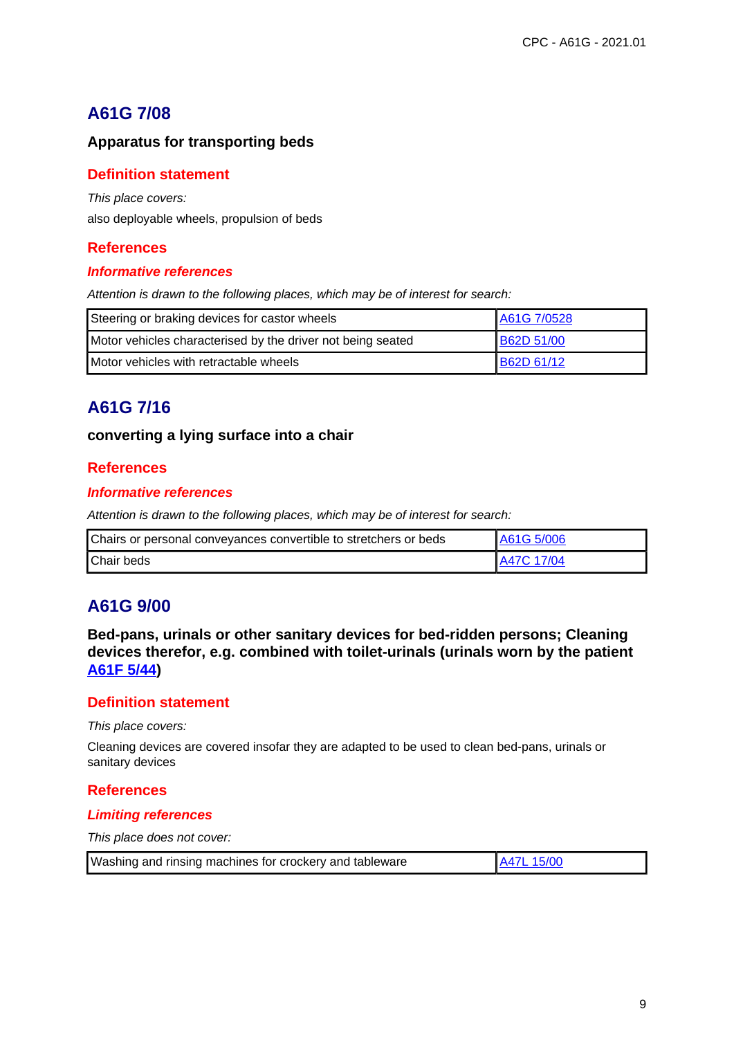## A61G 7/08

### Apparatus for transporting beds

### Definition statement

*This place covers:*

also deployable wheels, propulsion of beds

### References

#### *Informative references*

*Attention is drawn to the following places, which may be of interest for search:*

| | |
|---|---|
| Steering or braking devices for castor wheels | A61G 7/0528 |
| Motor vehicles characterised by the driver not being seated | B62D 51/00 |
| Motor vehicles with retractable wheels | B62D 61/12 |

## A61G 7/16

### converting a lying surface into a chair

### References

#### *Informative references*

*Attention is drawn to the following places, which may be of interest for search:*

| | |
|---|---|
| Chairs or personal conveyances convertible to stretchers or beds | A61G 5/006 |
| Chair beds | A47C 17/04 |

## A61G 9/00

### Bed-pans, urinals or other sanitary devices for bed-ridden persons; Cleaning devices therefor, e.g. combined with toilet-urinals (urinals worn by the patient A61F 5/44)

### Definition statement

*This place covers:*

Cleaning devices are covered insofar they are adapted to be used to clean bed-pans, urinals or sanitary devices

### References

#### *Limiting references*

*This place does not cover:*

| | |
|---|---|
| Washing and rinsing machines for crockery and tableware | A47L 15/00 |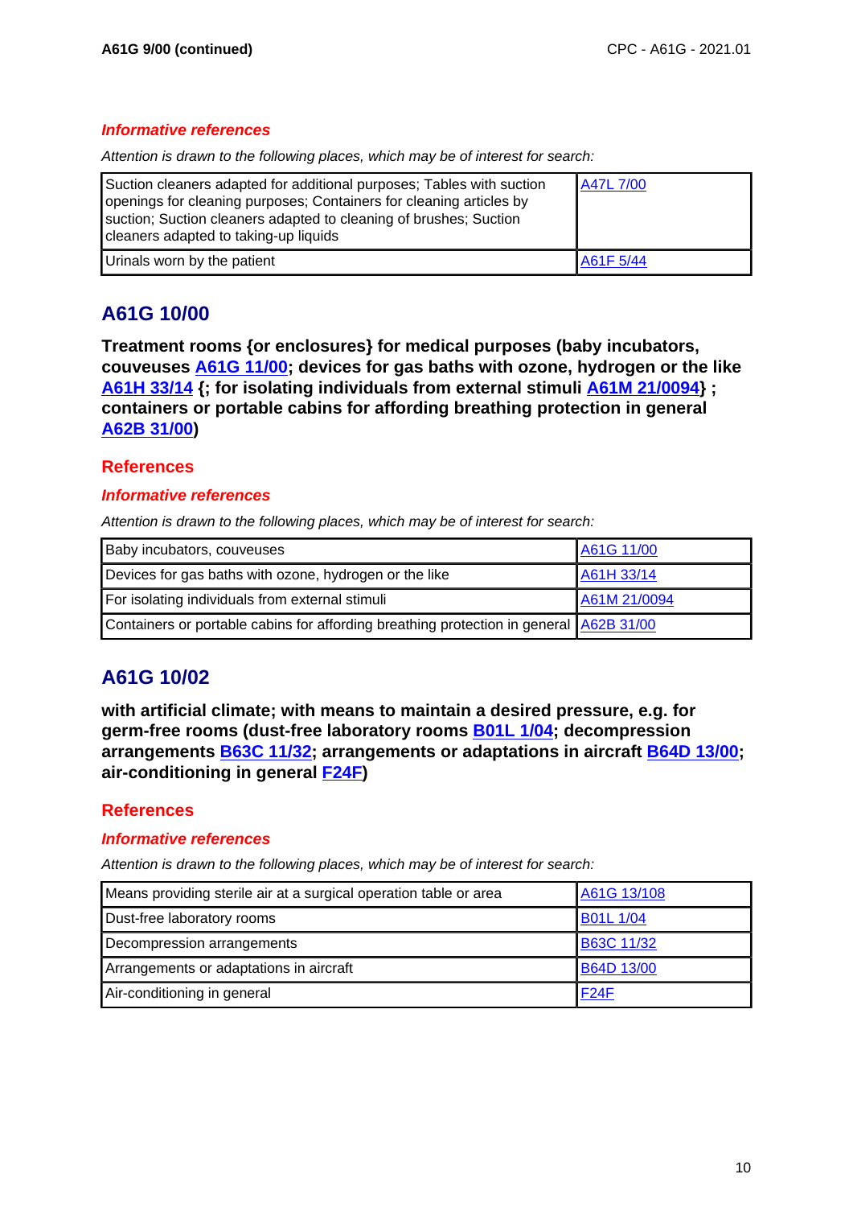### *Informative references*

*Attention is drawn to the following places, which may be of interest for search:*

| | |
|---|---|
| Suction cleaners adapted for additional purposes; Tables with suction openings for cleaning purposes; Containers for cleaning articles by suction; Suction cleaners adapted to cleaning of brushes; Suction cleaners adapted to taking-up liquids | A47L 7/00 |
| Urinals worn by the patient | A61F 5/44 |

## A61G 10/00

**Treatment rooms {or enclosures} for medical purposes (baby incubators, couveuses A61G 11/00; devices for gas baths with ozone, hydrogen or the like A61H 33/14 {; for isolating individuals from external stimuli A61M 21/0094} ; containers or portable cabins for affording breathing protection in general A62B 31/00)**

### References

### *Informative references*

*Attention is drawn to the following places, which may be of interest for search:*

| | |
|---|---|
| Baby incubators, couveuses | A61G 11/00 |
| Devices for gas baths with ozone, hydrogen or the like | A61H 33/14 |
| For isolating individuals from external stimuli | A61M 21/0094 |
| Containers or portable cabins for affording breathing protection in general | A62B 31/00 |

## A61G 10/02

**with artificial climate; with means to maintain a desired pressure, e.g. for germ-free rooms (dust-free laboratory rooms B01L 1/04; decompression arrangements B63C 11/32; arrangements or adaptations in aircraft B64D 13/00; air-conditioning in general F24F)**

### References

### *Informative references*

*Attention is drawn to the following places, which may be of interest for search:*

| | |
|---|---|
| Means providing sterile air at a surgical operation table or area | A61G 13/108 |
| Dust-free laboratory rooms | B01L 1/04 |
| Decompression arrangements | B63C 11/32 |
| Arrangements or adaptations in aircraft | B64D 13/00 |
| Air-conditioning in general | F24F |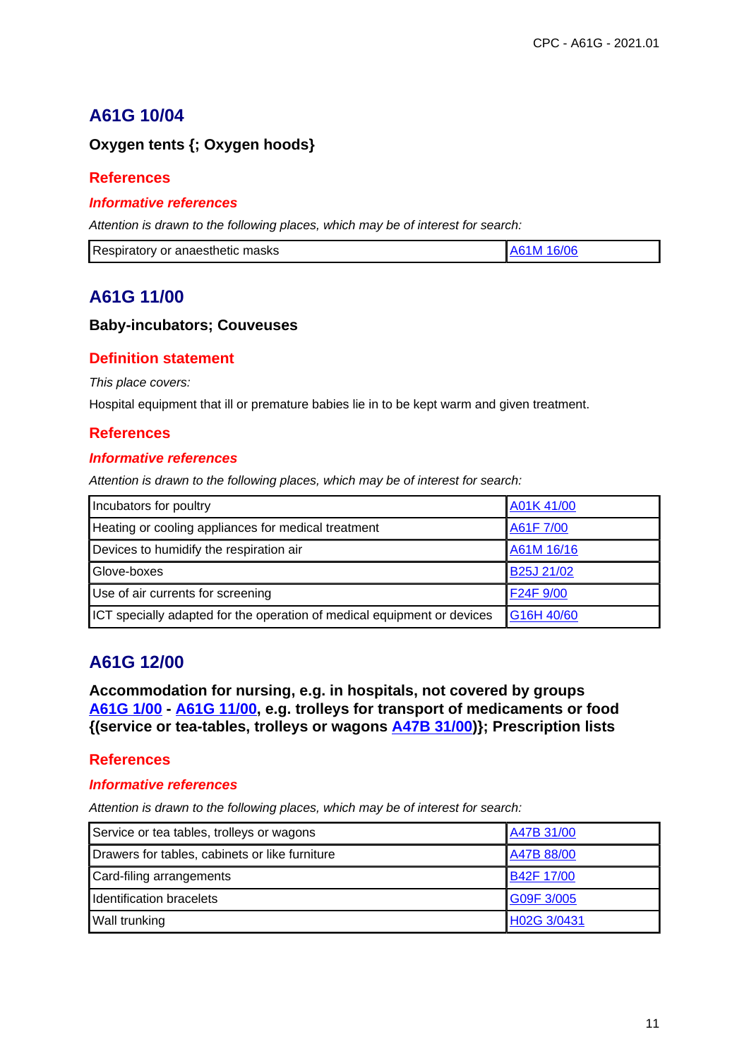## A61G 10/04

**Oxygen tents {; Oxygen hoods}**

### References

#### *Informative references*

*Attention is drawn to the following places, which may be of interest for search:*

| | |
|---|---|
| Respiratory or anaesthetic masks | A61M 16/06 |

## A61G 11/00

**Baby-incubators; Couveuses**

### Definition statement

*This place covers:*

Hospital equipment that ill or premature babies lie in to be kept warm and given treatment.

### References

#### *Informative references*

*Attention is drawn to the following places, which may be of interest for search:*

| | |
|---|---|
| Incubators for poultry | A01K 41/00 |
| Heating or cooling appliances for medical treatment | A61F 7/00 |
| Devices to humidify the respiration air | A61M 16/16 |
| Glove-boxes | B25J 21/02 |
| Use of air currents for screening | F24F 9/00 |
| ICT specially adapted for the operation of medical equipment or devices | G16H 40/60 |

## A61G 12/00

**Accommodation for nursing, e.g. in hospitals, not covered by groups A61G 1/00 - A61G 11/00, e.g. trolleys for transport of medicaments or food {(service or tea-tables, trolleys or wagons A47B 31/00)}; Prescription lists**

### References

#### *Informative references*

*Attention is drawn to the following places, which may be of interest for search:*

| | |
|---|---|
| Service or tea tables, trolleys or wagons | A47B 31/00 |
| Drawers for tables, cabinets or like furniture | A47B 88/00 |
| Card-filing arrangements | B42F 17/00 |
| Identification bracelets | G09F 3/005 |
| Wall trunking | H02G 3/0431 |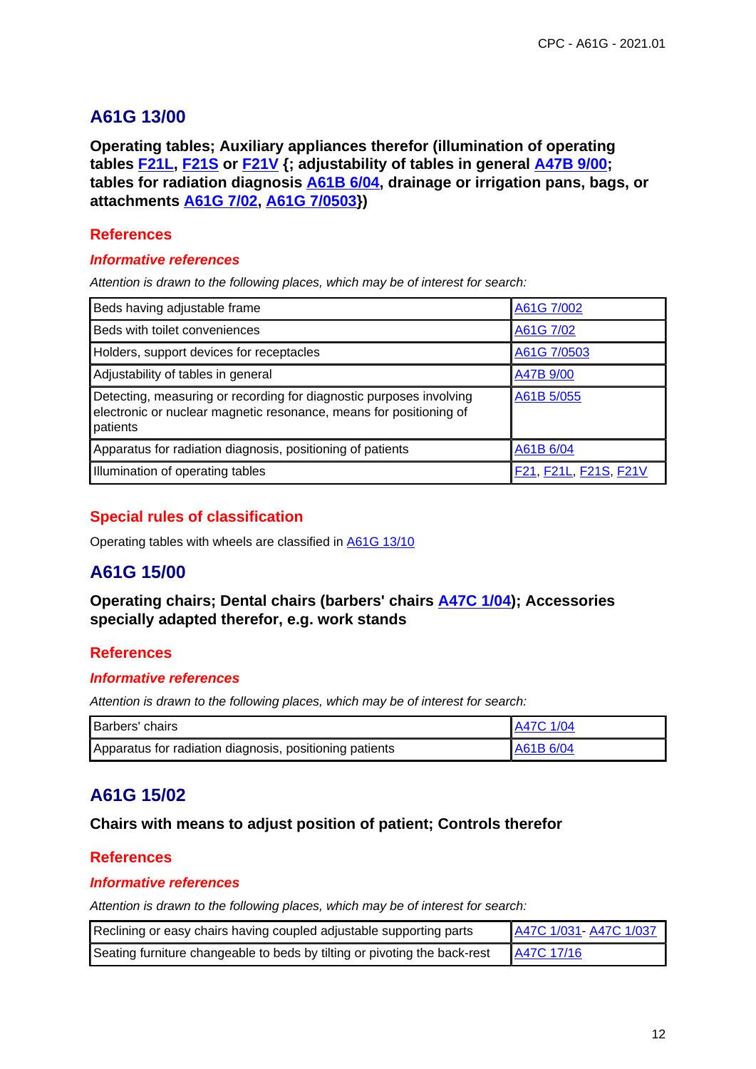## A61G 13/00

**Operating tables; Auxiliary appliances therefor (illumination of operating tables F21L, F21S or F21V {; adjustability of tables in general A47B 9/00; tables for radiation diagnosis A61B 6/04, drainage or irrigation pans, bags, or attachments A61G 7/02, A61G 7/0503})**

### References

#### *Informative references*

*Attention is drawn to the following places, which may be of interest for search:*

| | |
|---|---|
| Beds having adjustable frame | A61G 7/002 |
| Beds with toilet conveniences | A61G 7/02 |
| Holders, support devices for receptacles | A61G 7/0503 |
| Adjustability of tables in general | A47B 9/00 |
| Detecting, measuring or recording for diagnostic purposes involving electronic or nuclear magnetic resonance, means for positioning of patients | A61B 5/055 |
| Apparatus for radiation diagnosis, positioning of patients | A61B 6/04 |
| Illumination of operating tables | F21, F21L, F21S, F21V |

### Special rules of classification

Operating tables with wheels are classified in A61G 13/10

## A61G 15/00

**Operating chairs; Dental chairs (barbers' chairs A47C 1/04); Accessories specially adapted therefor, e.g. work stands**

### References

#### *Informative references*

*Attention is drawn to the following places, which may be of interest for search:*

| | |
|---|---|
| Barbers' chairs | A47C 1/04 |
| Apparatus for radiation diagnosis, positioning patients | A61B 6/04 |

## A61G 15/02

**Chairs with means to adjust position of patient; Controls therefor**

### References

#### *Informative references*

*Attention is drawn to the following places, which may be of interest for search:*

| | |
|---|---|
| Reclining or easy chairs having coupled adjustable supporting parts | A47C 1/031- A47C 1/037 |
| Seating furniture changeable to beds by tilting or pivoting the back-rest | A47C 17/16 |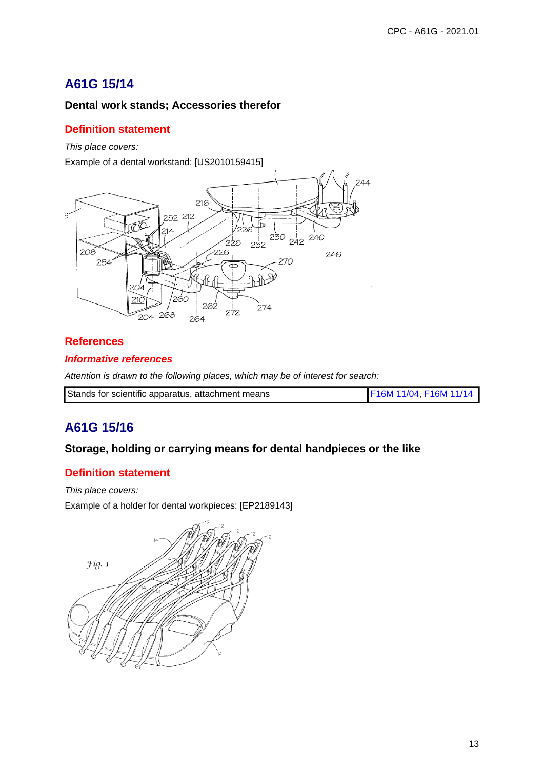## A61G 15/14

### Dental work stands; Accessories therefor

#### Definition statement

*This place covers:*

Example of a dental workstand: [US2010159415]

#### References

##### *Informative references*

*Attention is drawn to the following places, which may be of interest for search:*

| Stands for scientific apparatus, attachment means | F16M 11/04, F16M 11/14 |
|---|---|

## A61G 15/16

### Storage, holding or carrying means for dental handpieces or the like

#### Definition statement

*This place covers:*

Example of a holder for dental workpieces: [EP2189143]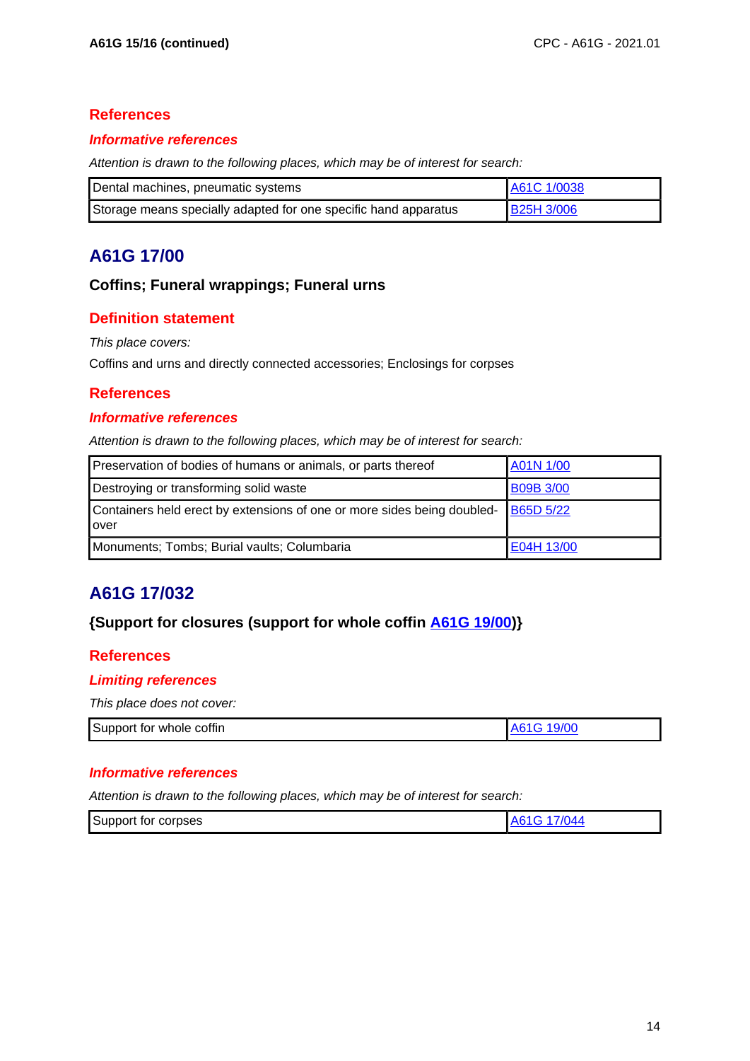## References

### *Informative references*

*Attention is drawn to the following places, which may be of interest for search:*

| | |
|---|---|
| Dental machines, pneumatic systems | A61C 1/0038 |
| Storage means specially adapted for one specific hand apparatus | B25H 3/006 |

# A61G 17/00

**Coffins; Funeral wrappings; Funeral urns**

## Definition statement

*This place covers:*

Coffins and urns and directly connected accessories; Enclosings for corpses

## References

### *Informative references*

*Attention is drawn to the following places, which may be of interest for search:*

| | |
|---|---|
| Preservation of bodies of humans or animals, or parts thereof | A01N 1/00 |
| Destroying or transforming solid waste | B09B 3/00 |
| Containers held erect by extensions of one or more sides being doubled-over | B65D 5/22 |
| Monuments; Tombs; Burial vaults; Columbaria | E04H 13/00 |

# A61G 17/032

**{Support for closures (support for whole coffin A61G 19/00)}**

## References

### *Limiting references*

*This place does not cover:*

| | |
|---|---|
| Support for whole coffin | A61G 19/00 |

### *Informative references*

*Attention is drawn to the following places, which may be of interest for search:*

| | |
|---|---|
| Support for corpses | A61G 17/044 |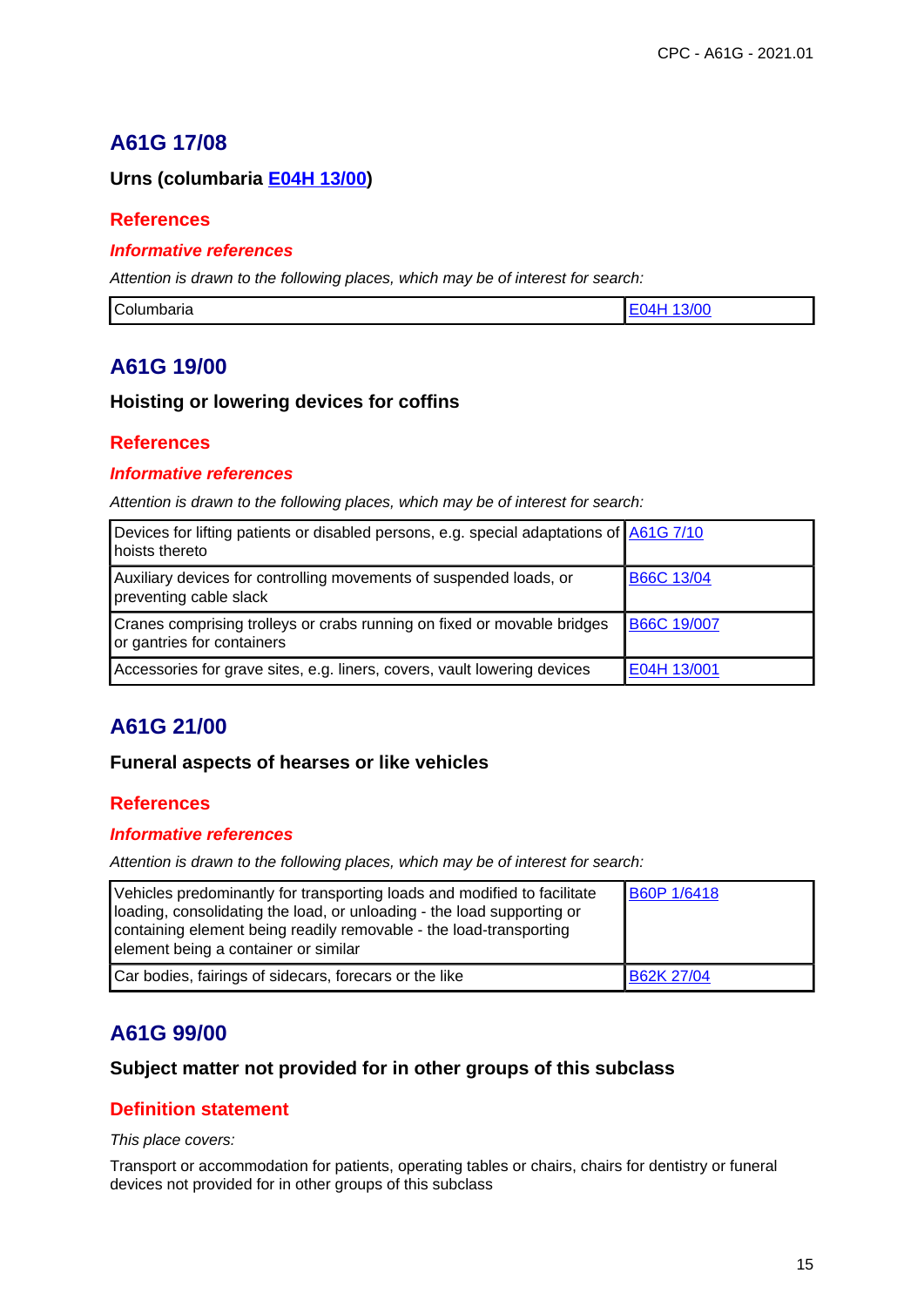## A61G 17/08

**Urns (columbaria E04H 13/00)**

### References

#### *Informative references*

*Attention is drawn to the following places, which may be of interest for search:*

| | |
|---|---|
| Columbaria | E04H 13/00 |

## A61G 19/00

**Hoisting or lowering devices for coffins**

### References

#### *Informative references*

*Attention is drawn to the following places, which may be of interest for search:*

| | |
|---|---|
| Devices for lifting patients or disabled persons, e.g. special adaptations of hoists thereto | A61G 7/10 |
| Auxiliary devices for controlling movements of suspended loads, or preventing cable slack | B66C 13/04 |
| Cranes comprising trolleys or crabs running on fixed or movable bridges or gantries for containers | B66C 19/007 |
| Accessories for grave sites, e.g. liners, covers, vault lowering devices | E04H 13/001 |

## A61G 21/00

**Funeral aspects of hearses or like vehicles**

### References

#### *Informative references*

*Attention is drawn to the following places, which may be of interest for search:*

| | |
|---|---|
| Vehicles predominantly for transporting loads and modified to facilitate loading, consolidating the load, or unloading - the load supporting or containing element being readily removable - the load-transporting element being a container or similar | B60P 1/6418 |
| Car bodies, fairings of sidecars, forecars or the like | B62K 27/04 |

## A61G 99/00

**Subject matter not provided for in other groups of this subclass**

### Definition statement

*This place covers:*

Transport or accommodation for patients, operating tables or chairs, chairs for dentistry or funeral devices not provided for in other groups of this subclass